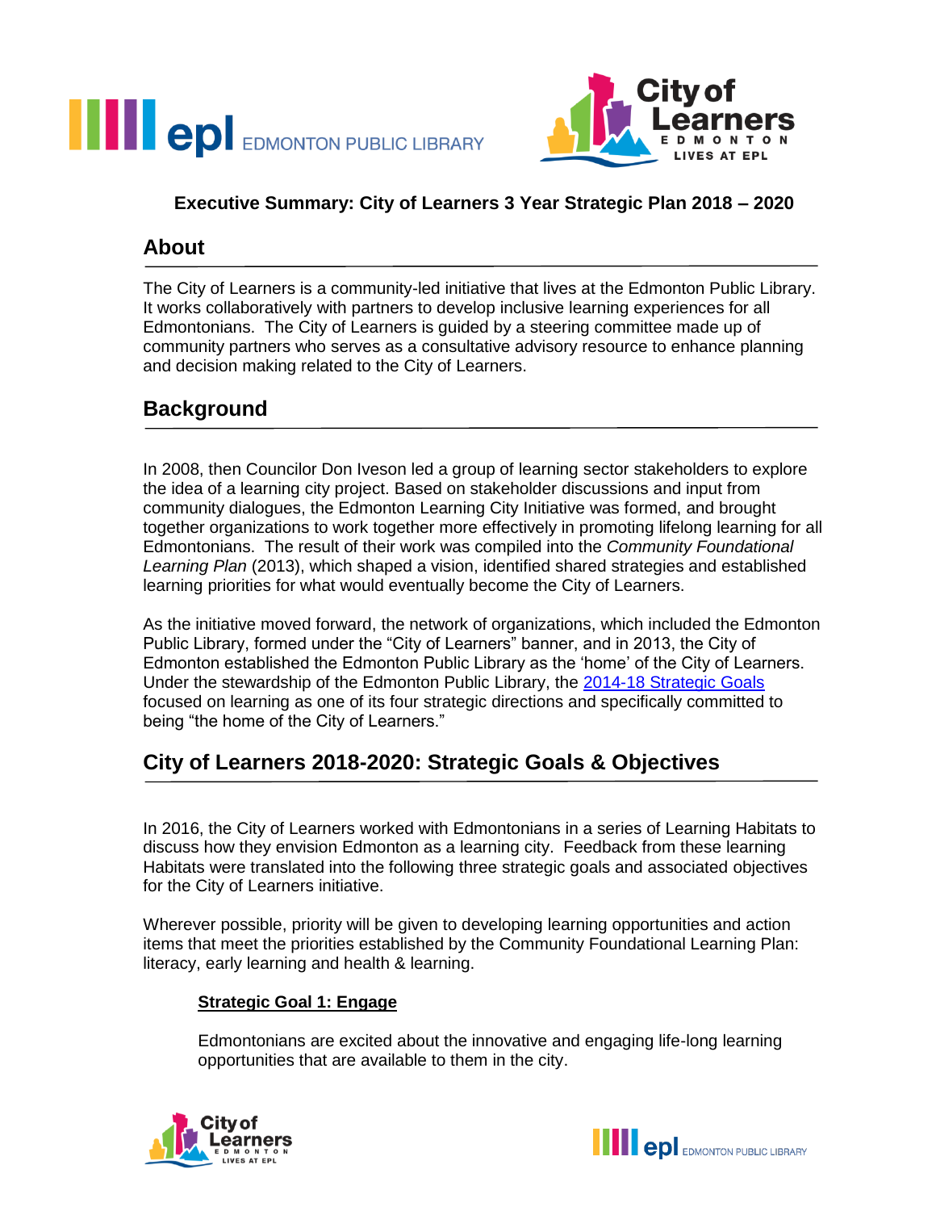## Executive Summary: City of Learners 3 Year Strategic Plan 2018 – 2020

## About

The City of Learners is a community-led initiative that lives at the Edmonton Public Library. It works collaboratively with partners to develop inclusive learning experiences for all Edmontonians. The City of Learners is guided by a steering committee made up of community partners who serves as a consultative advisory resource to enhance planning and decision making related to the City of Learners.

## Background

In 2008, then Councilor Don Iveson led a group of learning sector stakeholders to explore the idea of a learning city project. Based on stakeholder discussions and input from community dialogues, the Edmonton Learning City Initiative was formed, and brought together organizations to work together more effectively in promoting lifelong learning for all Edmontonians. The result of their work was compiled into the *Community Foundational Learning Plan* (2013), which shaped a vision, identified shared strategies and established learning priorities for what would eventually become the City of Learners.

As the initiative moved forward, the network of organizations, which included the Edmonton Public Library, formed under the "City of Learners" banner, and in 2013, the City of Edmonton established the Edmonton Public Library as the 'home' of the City of Learners. Under the stewardship of the Edmonton Public Library, the 2014-18 Strategic Goals focused on learning as one of its four strategic directions and specifically committed to being "the home of the City of Learners."

## City of Learners 2018-2020: Strategic Goals & Objectives

In 2016, the City of Learners worked with Edmontonians in a series of Learning Habitats to discuss how they envision Edmonton as a learning city. Feedback from these learning Habitats were translated into the following three strategic goals and associated objectives for the City of Learners initiative.

Wherever possible, priority will be given to developing learning opportunities and action items that meet the priorities established by the Community Foundational Learning Plan: literacy, early learning and health & learning.

### Strategic Goal 1: Engage

Edmontonians are excited about the innovative and engaging life-long learning opportunities that are available to them in the city.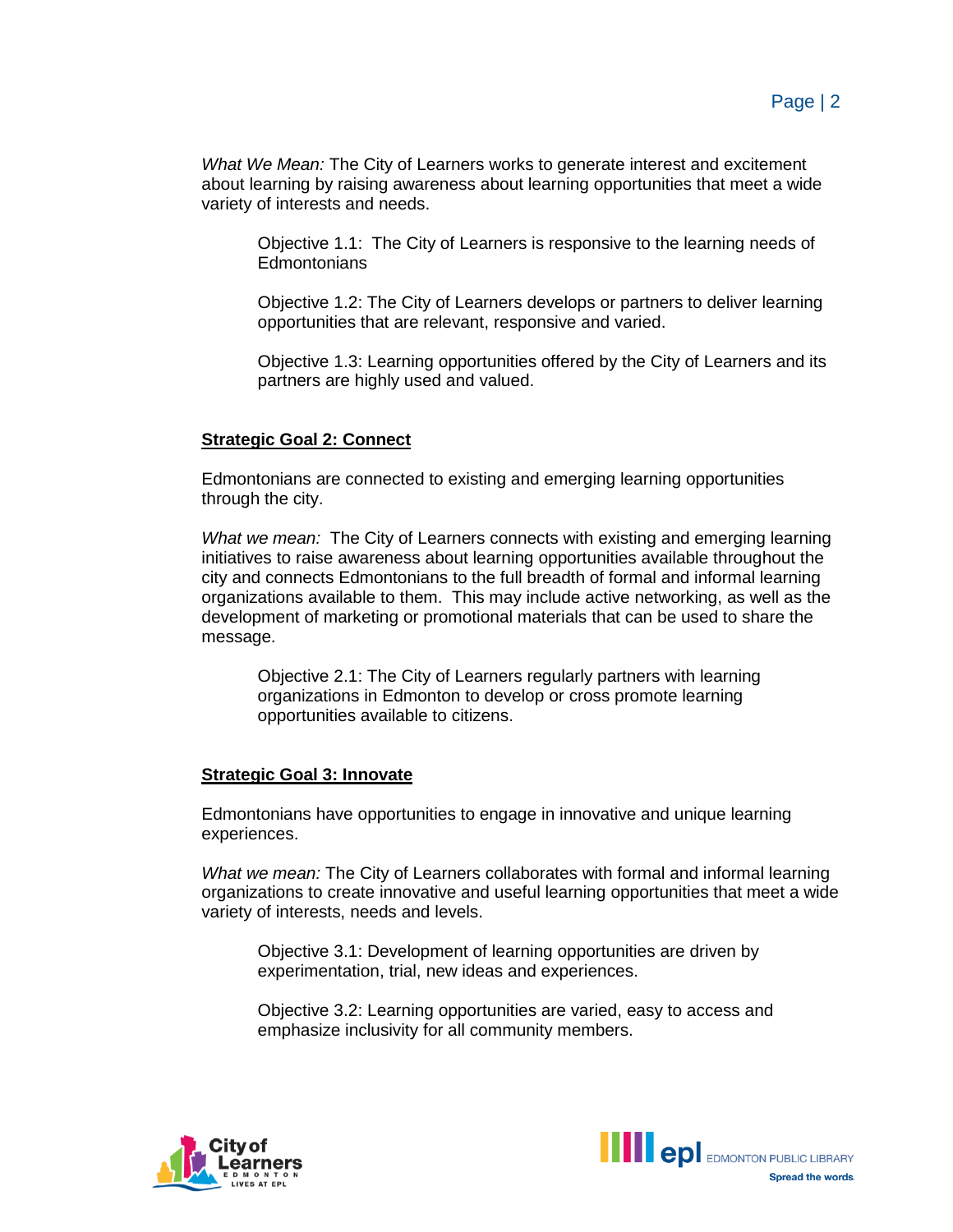*What We Mean:* The City of Learners works to generate interest and excitement about learning by raising awareness about learning opportunities that meet a wide variety of interests and needs.

> Objective 1.1: The City of Learners is responsive to the learning needs of Edmontonians
>
> Objective 1.2: The City of Learners develops or partners to deliver learning opportunities that are relevant, responsive and varied.
>
> Objective 1.3: Learning opportunities offered by the City of Learners and its partners are highly used and valued.

**Strategic Goal 2: Connect**

Edmontonians are connected to existing and emerging learning opportunities through the city.

*What we mean:* The City of Learners connects with existing and emerging learning initiatives to raise awareness about learning opportunities available throughout the city and connects Edmontonians to the full breadth of formal and informal learning organizations available to them. This may include active networking, as well as the development of marketing or promotional materials that can be used to share the message.

> Objective 2.1: The City of Learners regularly partners with learning organizations in Edmonton to develop or cross promote learning opportunities available to citizens.

**Strategic Goal 3: Innovate**

Edmontonians have opportunities to engage in innovative and unique learning experiences.

*What we mean:* The City of Learners collaborates with formal and informal learning organizations to create innovative and useful learning opportunities that meet a wide variety of interests, needs and levels.

> Objective 3.1: Development of learning opportunities are driven by experimentation, trial, new ideas and experiences.
>
> Objective 3.2: Learning opportunities are varied, easy to access and emphasize inclusivity for all community members.